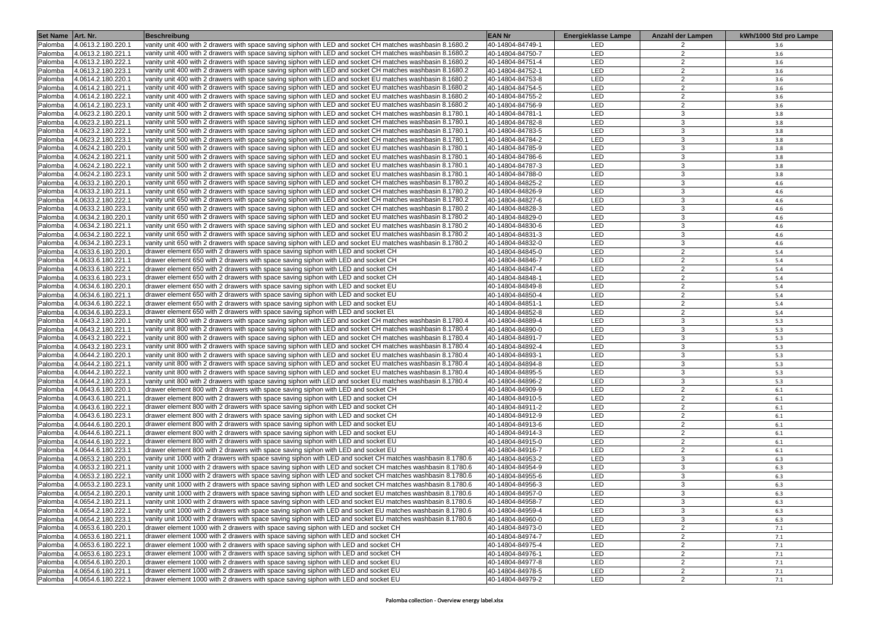| Set Name | Art. Nr. | Beschreibung | EAN Nr | Energieklasse Lampe | Anzahl der Lampen | kWh/1000 Std pro Lampe |
|---|---|---|---|---|---|---|
| Palomba | 4.0613.2.180.220.1 | vanity unit 400 with 2 drawers with space saving siphon with LED and socket CH matches washbasin 8.1680.2 | 40-14804-84749-1 | LED | 2 | 3.6 |
| Palomba | 4.0613.2.180.221.1 | vanity unit 400 with 2 drawers with space saving siphon with LED and socket CH matches washbasin 8.1680.2 | 40-14804-84750-7 | LED | 2 | 3.6 |
| Palomba | 4.0613.2.180.222.1 | vanity unit 400 with 2 drawers with space saving siphon with LED and socket CH matches washbasin 8.1680.2 | 40-14804-84751-4 | LED | 2 | 3.6 |
| Palomba | 4.0613.2.180.223.1 | vanity unit 400 with 2 drawers with space saving siphon with LED and socket CH matches washbasin 8.1680.2 | 40-14804-84752-1 | LED | 2 | 3.6 |
| Palomba | 4.0614.2.180.220.1 | vanity unit 400 with 2 drawers with space saving siphon with LED and socket EU matches washbasin 8.1680.2 | 40-14804-84753-8 | LED | 2 | 3.6 |
| Palomba | 4.0614.2.180.221.1 | vanity unit 400 with 2 drawers with space saving siphon with LED and socket EU matches washbasin 8.1680.2 | 40-14804-84754-5 | LED | 2 | 3.6 |
| Palomba | 4.0614.2.180.222.1 | vanity unit 400 with 2 drawers with space saving siphon with LED and socket EU matches washbasin 8.1680.2 | 40-14804-84755-2 | LED | 2 | 3.6 |
| Palomba | 4.0614.2.180.223.1 | vanity unit 400 with 2 drawers with space saving siphon with LED and socket EU matches washbasin 8.1680.2 | 40-14804-84756-9 | LED | 2 | 3.6 |
| Palomba | 4.0623.2.180.220.1 | vanity unit 500 with 2 drawers with space saving siphon with LED and socket CH matches washbasin 8.1780.1 | 40-14804-84781-1 | LED | 3 | 3.8 |
| Palomba | 4.0623.2.180.221.1 | vanity unit 500 with 2 drawers with space saving siphon with LED and socket CH matches washbasin 8.1780.1 | 40-14804-84782-8 | LED | 3 | 3.8 |
| Palomba | 4.0623.2.180.222.1 | vanity unit 500 with 2 drawers with space saving siphon with LED and socket CH matches washbasin 8.1780.1 | 40-14804-84783-5 | LED | 3 | 3.8 |
| Palomba | 4.0623.2.180.223.1 | vanity unit 500 with 2 drawers with space saving siphon with LED and socket CH matches washbasin 8.1780.1 | 40-14804-84784-2 | LED | 3 | 3.8 |
| Palomba | 4.0624.2.180.220.1 | vanity unit 500 with 2 drawers with space saving siphon with LED and socket EU matches washbasin 8.1780.1 | 40-14804-84785-9 | LED | 3 | 3.8 |
| Palomba | 4.0624.2.180.221.1 | vanity unit 500 with 2 drawers with space saving siphon with LED and socket EU matches washbasin 8.1780.1 | 40-14804-84786-6 | LED | 3 | 3.8 |
| Palomba | 4.0624.2.180.222.1 | vanity unit 500 with 2 drawers with space saving siphon with LED and socket EU matches washbasin 8.1780.1 | 40-14804-84787-3 | LED | 3 | 3.8 |
| Palomba | 4.0624.2.180.223.1 | vanity unit 500 with 2 drawers with space saving siphon with LED and socket EU matches washbasin 8.1780.1 | 40-14804-84788-0 | LED | 3 | 3.8 |
| Palomba | 4.0633.2.180.220.1 | vanity unit 650 with 2 drawers with space saving siphon with LED and socket CH matches washbasin 8.1780.2 | 40-14804-84825-2 | LED | 3 | 4.6 |
| Palomba | 4.0633.2.180.221.1 | vanity unit 650 with 2 drawers with space saving siphon with LED and socket CH matches washbasin 8.1780.2 | 40-14804-84826-9 | LED | 3 | 4.6 |
| Palomba | 4.0633.2.180.222.1 | vanity unit 650 with 2 drawers with space saving siphon with LED and socket CH matches washbasin 8.1780.2 | 40-14804-84827-6 | LED | 3 | 4.6 |
| Palomba | 4.0633.2.180.223.1 | vanity unit 650 with 2 drawers with space saving siphon with LED and socket CH matches washbasin 8.1780.2 | 40-14804-84828-3 | LED | 3 | 4.6 |
| Palomba | 4.0634.2.180.220.1 | vanity unit 650 with 2 drawers with space saving siphon with LED and socket EU matches washbasin 8.1780.2 | 40-14804-84829-0 | LED | 3 | 4.6 |
| Palomba | 4.0634.2.180.221.1 | vanity unit 650 with 2 drawers with space saving siphon with LED and socket EU matches washbasin 8.1780.2 | 40-14804-84830-6 | LED | 3 | 4.6 |
| Palomba | 4.0634.2.180.222.1 | vanity unit 650 with 2 drawers with space saving siphon with LED and socket EU matches washbasin 8.1780.2 | 40-14804-84831-3 | LED | 3 | 4.6 |
| Palomba | 4.0634.2.180.223.1 | vanity unit 650 with 2 drawers with space saving siphon with LED and socket EU matches washbasin 8.1780.2 | 40-14804-84832-0 | LED | 3 | 4.6 |
| Palomba | 4.0633.6.180.220.1 | drawer element 650 with 2 drawers with space saving siphon with LED and socket CH | 40-14804-84845-0 | LED | 2 | 5.4 |
| Palomba | 4.0633.6.180.221.1 | drawer element 650 with 2 drawers with space saving siphon with LED and socket CH | 40-14804-84846-7 | LED | 2 | 5.4 |
| Palomba | 4.0633.6.180.222.1 | drawer element 650 with 2 drawers with space saving siphon with LED and socket CH | 40-14804-84847-4 | LED | 2 | 5.4 |
| Palomba | 4.0633.6.180.223.1 | drawer element 650 with 2 drawers with space saving siphon with LED and socket CH | 40-14804-84848-1 | LED | 2 | 5.4 |
| Palomba | 4.0634.6.180.220.1 | drawer element 650 with 2 drawers with space saving siphon with LED and socket EU | 40-14804-84849-8 | LED | 2 | 5.4 |
| Palomba | 4.0634.6.180.221.1 | drawer element 650 with 2 drawers with space saving siphon with LED and socket EU | 40-14804-84850-4 | LED | 2 | 5.4 |
| Palomba | 4.0634.6.180.222.1 | drawer element 650 with 2 drawers with space saving siphon with LED and socket EU | 40-14804-84851-1 | LED | 2 | 5.4 |
| Palomba | 4.0634.6.180.223.1 | drawer element 650 with 2 drawers with space saving siphon with LED and socket EU | 40-14804-84852-8 | LED | 2 | 5.4 |
| Palomba | 4.0643.2.180.220.1 | vanity unit 800 with 2 drawers with space saving siphon with LED and socket CH matches washbasin 8.1780.4 | 40-14804-84889-4 | LED | 3 | 5.3 |
| Palomba | 4.0643.2.180.221.1 | vanity unit 800 with 2 drawers with space saving siphon with LED and socket CH matches washbasin 8.1780.4 | 40-14804-84890-0 | LED | 3 | 5.3 |
| Palomba | 4.0643.2.180.222.1 | vanity unit 800 with 2 drawers with space saving siphon with LED and socket CH matches washbasin 8.1780.4 | 40-14804-84891-7 | LED | 3 | 5.3 |
| Palomba | 4.0643.2.180.223.1 | vanity unit 800 with 2 drawers with space saving siphon with LED and socket CH matches washbasin 8.1780.4 | 40-14804-84892-4 | LED | 3 | 5.3 |
| Palomba | 4.0644.2.180.220.1 | vanity unit 800 with 2 drawers with space saving siphon with LED and socket EU matches washbasin 8.1780.4 | 40-14804-84893-1 | LED | 3 | 5.3 |
| Palomba | 4.0644.2.180.221.1 | vanity unit 800 with 2 drawers with space saving siphon with LED and socket EU matches washbasin 8.1780.4 | 40-14804-84894-8 | LED | 3 | 5.3 |
| Palomba | 4.0644.2.180.222.1 | vanity unit 800 with 2 drawers with space saving siphon with LED and socket EU matches washbasin 8.1780.4 | 40-14804-84895-5 | LED | 3 | 5.3 |
| Palomba | 4.0644.2.180.223.1 | vanity unit 800 with 2 drawers with space saving siphon with LED and socket EU matches washbasin 8.1780.4 | 40-14804-84896-2 | LED | 3 | 5.3 |
| Palomba | 4.0643.6.180.220.1 | drawer element 800 with 2 drawers with space saving siphon with LED and socket CH | 40-14804-84909-9 | LED | 2 | 6.1 |
| Palomba | 4.0643.6.180.221.1 | drawer element 800 with 2 drawers with space saving siphon with LED and socket CH | 40-14804-84910-5 | LED | 2 | 6.1 |
| Palomba | 4.0643.6.180.222.1 | drawer element 800 with 2 drawers with space saving siphon with LED and socket CH | 40-14804-84911-2 | LED | 2 | 6.1 |
| Palomba | 4.0643.6.180.223.1 | drawer element 800 with 2 drawers with space saving siphon with LED and socket CH | 40-14804-84912-9 | LED | 2 | 6.1 |
| Palomba | 4.0644.6.180.220.1 | drawer element 800 with 2 drawers with space saving siphon with LED and socket EU | 40-14804-84913-6 | LED | 2 | 6.1 |
| Palomba | 4.0644.6.180.221.1 | drawer element 800 with 2 drawers with space saving siphon with LED and socket EU | 40-14804-84914-3 | LED | 2 | 6.1 |
| Palomba | 4.0644.6.180.222.1 | drawer element 800 with 2 drawers with space saving siphon with LED and socket EU | 40-14804-84915-0 | LED | 2 | 6.1 |
| Palomba | 4.0644.6.180.223.1 | drawer element 800 with 2 drawers with space saving siphon with LED and socket EU | 40-14804-84916-7 | LED | 2 | 6.1 |
| Palomba | 4.0653.2.180.220.1 | vanity unit 1000 with 2 drawers with space saving siphon with LED and socket CH matches washbasin 8.1780.6 | 40-14804-84953-2 | LED | 3 | 6.3 |
| Palomba | 4.0653.2.180.221.1 | vanity unit 1000 with 2 drawers with space saving siphon with LED and socket CH matches washbasin 8.1780.6 | 40-14804-84954-9 | LED | 3 | 6.3 |
| Palomba | 4.0653.2.180.222.1 | vanity unit 1000 with 2 drawers with space saving siphon with LED and socket CH matches washbasin 8.1780.6 | 40-14804-84955-6 | LED | 3 | 6.3 |
| Palomba | 4.0653.2.180.223.1 | vanity unit 1000 with 2 drawers with space saving siphon with LED and socket CH matches washbasin 8.1780.6 | 40-14804-84956-3 | LED | 3 | 6.3 |
| Palomba | 4.0654.2.180.220.1 | vanity unit 1000 with 2 drawers with space saving siphon with LED and socket EU matches washbasin 8.1780.6 | 40-14804-84957-0 | LED | 3 | 6.3 |
| Palomba | 4.0654.2.180.221.1 | vanity unit 1000 with 2 drawers with space saving siphon with LED and socket EU matches washbasin 8.1780.6 | 40-14804-84958-7 | LED | 3 | 6.3 |
| Palomba | 4.0654.2.180.222.1 | vanity unit 1000 with 2 drawers with space saving siphon with LED and socket EU matches washbasin 8.1780.6 | 40-14804-84959-4 | LED | 3 | 6.3 |
| Palomba | 4.0654.2.180.223.1 | vanity unit 1000 with 2 drawers with space saving siphon with LED and socket EU matches washbasin 8.1780.6 | 40-14804-84960-0 | LED | 3 | 6.3 |
| Palomba | 4.0653.6.180.220.1 | drawer element 1000 with 2 drawers with space saving siphon with LED and socket CH | 40-14804-84973-0 | LED | 2 | 7.1 |
| Palomba | 4.0653.6.180.221.1 | drawer element 1000 with 2 drawers with space saving siphon with LED and socket CH | 40-14804-84974-7 | LED | 2 | 7.1 |
| Palomba | 4.0653.6.180.222.1 | drawer element 1000 with 2 drawers with space saving siphon with LED and socket CH | 40-14804-84975-4 | LED | 2 | 7.1 |
| Palomba | 4.0653.6.180.223.1 | drawer element 1000 with 2 drawers with space saving siphon with LED and socket CH | 40-14804-84976-1 | LED | 2 | 7.1 |
| Palomba | 4.0654.6.180.220.1 | drawer element 1000 with 2 drawers with space saving siphon with LED and socket EU | 40-14804-84977-8 | LED | 2 | 7.1 |
| Palomba | 4.0654.6.180.221.1 | drawer element 1000 with 2 drawers with space saving siphon with LED and socket EU | 40-14804-84978-5 | LED | 2 | 7.1 |
| Palomba | 4.0654.6.180.222.1 | drawer element 1000 with 2 drawers with space saving siphon with LED and socket EU | 40-14804-84979-2 | LED | 2 | 7.1 |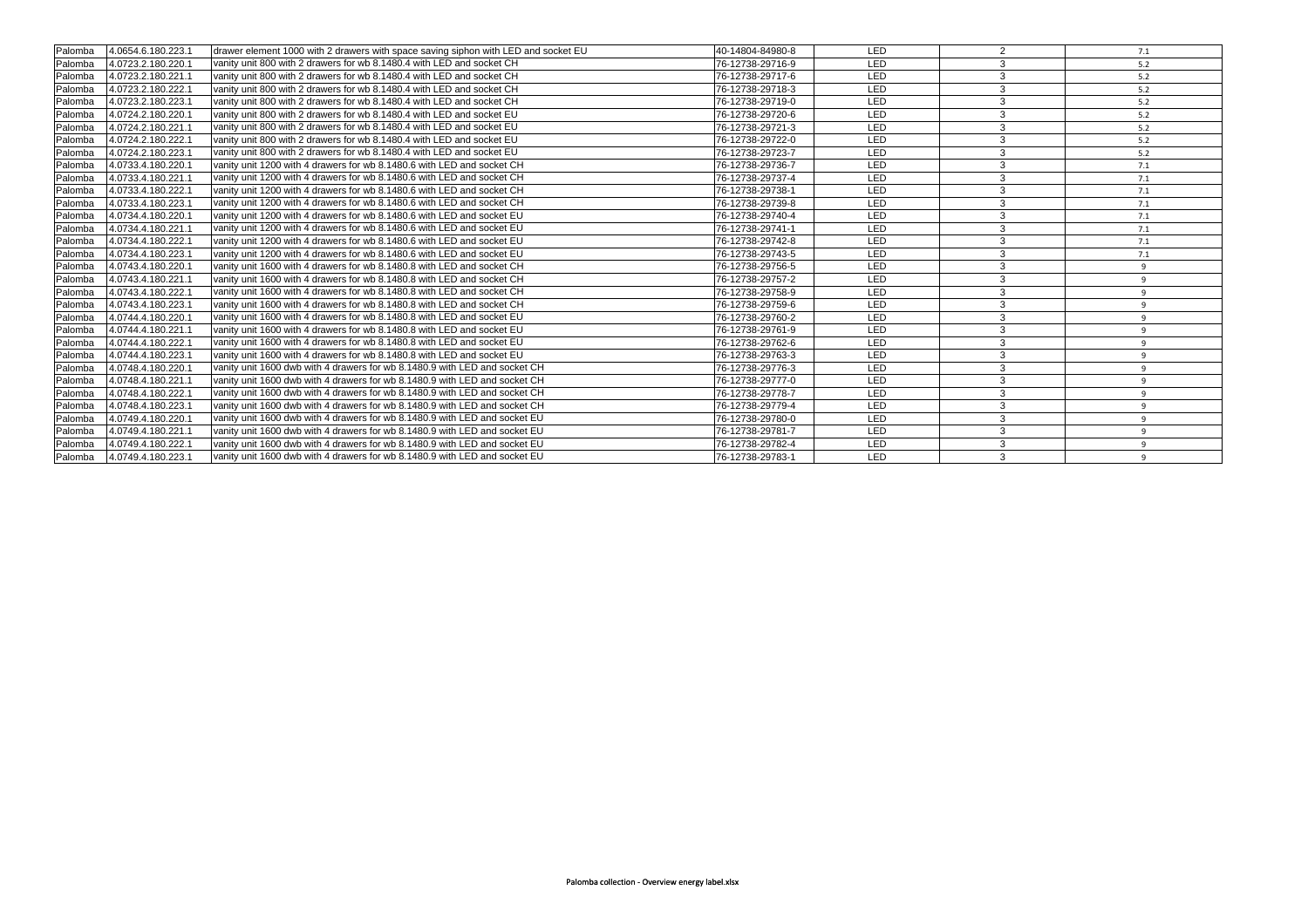| | | | | | | |
|---|---|---|---|---|---|---|
| Palomba | 4.0654.6.180.223.1 | drawer element 1000 with 2 drawers with space saving siphon with LED and socket EU | 40-14804-84980-8 | LED | 2 | 7.1 |
| Palomba | 4.0723.2.180.220.1 | vanity unit 800 with 2 drawers for wb 8.1480.4 with LED and socket CH | 76-12738-29716-9 | LED | 3 | 5.2 |
| Palomba | 4.0723.2.180.221.1 | vanity unit 800 with 2 drawers for wb 8.1480.4 with LED and socket CH | 76-12738-29717-6 | LED | 3 | 5.2 |
| Palomba | 4.0723.2.180.222.1 | vanity unit 800 with 2 drawers for wb 8.1480.4 with LED and socket CH | 76-12738-29718-3 | LED | 3 | 5.2 |
| Palomba | 4.0723.2.180.223.1 | vanity unit 800 with 2 drawers for wb 8.1480.4 with LED and socket CH | 76-12738-29719-0 | LED | 3 | 5.2 |
| Palomba | 4.0724.2.180.220.1 | vanity unit 800 with 2 drawers for wb 8.1480.4 with LED and socket EU | 76-12738-29720-6 | LED | 3 | 5.2 |
| Palomba | 4.0724.2.180.221.1 | vanity unit 800 with 2 drawers for wb 8.1480.4 with LED and socket EU | 76-12738-29721-3 | LED | 3 | 5.2 |
| Palomba | 4.0724.2.180.222.1 | vanity unit 800 with 2 drawers for wb 8.1480.4 with LED and socket EU | 76-12738-29722-0 | LED | 3 | 5.2 |
| Palomba | 4.0724.2.180.223.1 | vanity unit 800 with 2 drawers for wb 8.1480.4 with LED and socket EU | 76-12738-29723-7 | LED | 3 | 5.2 |
| Palomba | 4.0733.4.180.220.1 | vanity unit 1200 with 4 drawers for wb 8.1480.6 with LED and socket CH | 76-12738-29736-7 | LED | 3 | 7.1 |
| Palomba | 4.0733.4.180.221.1 | vanity unit 1200 with 4 drawers for wb 8.1480.6 with LED and socket CH | 76-12738-29737-4 | LED | 3 | 7.1 |
| Palomba | 4.0733.4.180.222.1 | vanity unit 1200 with 4 drawers for wb 8.1480.6 with LED and socket CH | 76-12738-29738-1 | LED | 3 | 7.1 |
| Palomba | 4.0733.4.180.223.1 | vanity unit 1200 with 4 drawers for wb 8.1480.6 with LED and socket CH | 76-12738-29739-8 | LED | 3 | 7.1 |
| Palomba | 4.0734.4.180.220.1 | vanity unit 1200 with 4 drawers for wb 8.1480.6 with LED and socket EU | 76-12738-29740-4 | LED | 3 | 7.1 |
| Palomba | 4.0734.4.180.221.1 | vanity unit 1200 with 4 drawers for wb 8.1480.6 with LED and socket EU | 76-12738-29741-1 | LED | 3 | 7.1 |
| Palomba | 4.0734.4.180.222.1 | vanity unit 1200 with 4 drawers for wb 8.1480.6 with LED and socket EU | 76-12738-29742-8 | LED | 3 | 7.1 |
| Palomba | 4.0734.4.180.223.1 | vanity unit 1200 with 4 drawers for wb 8.1480.6 with LED and socket EU | 76-12738-29743-5 | LED | 3 | 7.1 |
| Palomba | 4.0743.4.180.220.1 | vanity unit 1600 with 4 drawers for wb 8.1480.8 with LED and socket CH | 76-12738-29756-5 | LED | 3 | 9 |
| Palomba | 4.0743.4.180.221.1 | vanity unit 1600 with 4 drawers for wb 8.1480.8 with LED and socket CH | 76-12738-29757-2 | LED | 3 | 9 |
| Palomba | 4.0743.4.180.222.1 | vanity unit 1600 with 4 drawers for wb 8.1480.8 with LED and socket CH | 76-12738-29758-9 | LED | 3 | 9 |
| Palomba | 4.0743.4.180.223.1 | vanity unit 1600 with 4 drawers for wb 8.1480.8 with LED and socket CH | 76-12738-29759-6 | LED | 3 | 9 |
| Palomba | 4.0744.4.180.220.1 | vanity unit 1600 with 4 drawers for wb 8.1480.8 with LED and socket EU | 76-12738-29760-2 | LED | 3 | 9 |
| Palomba | 4.0744.4.180.221.1 | vanity unit 1600 with 4 drawers for wb 8.1480.8 with LED and socket EU | 76-12738-29761-9 | LED | 3 | 9 |
| Palomba | 4.0744.4.180.222.1 | vanity unit 1600 with 4 drawers for wb 8.1480.8 with LED and socket EU | 76-12738-29762-6 | LED | 3 | 9 |
| Palomba | 4.0744.4.180.223.1 | vanity unit 1600 with 4 drawers for wb 8.1480.8 with LED and socket EU | 76-12738-29763-3 | LED | 3 | 9 |
| Palomba | 4.0748.4.180.220.1 | vanity unit 1600 dwb with 4 drawers for wb 8.1480.9 with LED and socket CH | 76-12738-29776-3 | LED | 3 | 9 |
| Palomba | 4.0748.4.180.221.1 | vanity unit 1600 dwb with 4 drawers for wb 8.1480.9 with LED and socket CH | 76-12738-29777-0 | LED | 3 | 9 |
| Palomba | 4.0748.4.180.222.1 | vanity unit 1600 dwb with 4 drawers for wb 8.1480.9 with LED and socket CH | 76-12738-29778-7 | LED | 3 | 9 |
| Palomba | 4.0748.4.180.223.1 | vanity unit 1600 dwb with 4 drawers for wb 8.1480.9 with LED and socket CH | 76-12738-29779-4 | LED | 3 | 9 |
| Palomba | 4.0749.4.180.220.1 | vanity unit 1600 dwb with 4 drawers for wb 8.1480.9 with LED and socket EU | 76-12738-29780-0 | LED | 3 | 9 |
| Palomba | 4.0749.4.180.221.1 | vanity unit 1600 dwb with 4 drawers for wb 8.1480.9 with LED and socket EU | 76-12738-29781-7 | LED | 3 | 9 |
| Palomba | 4.0749.4.180.222.1 | vanity unit 1600 dwb with 4 drawers for wb 8.1480.9 with LED and socket EU | 76-12738-29782-4 | LED | 3 | 9 |
| Palomba | 4.0749.4.180.223.1 | vanity unit 1600 dwb with 4 drawers for wb 8.1480.9 with LED and socket EU | 76-12738-29783-1 | LED | 3 | 9 |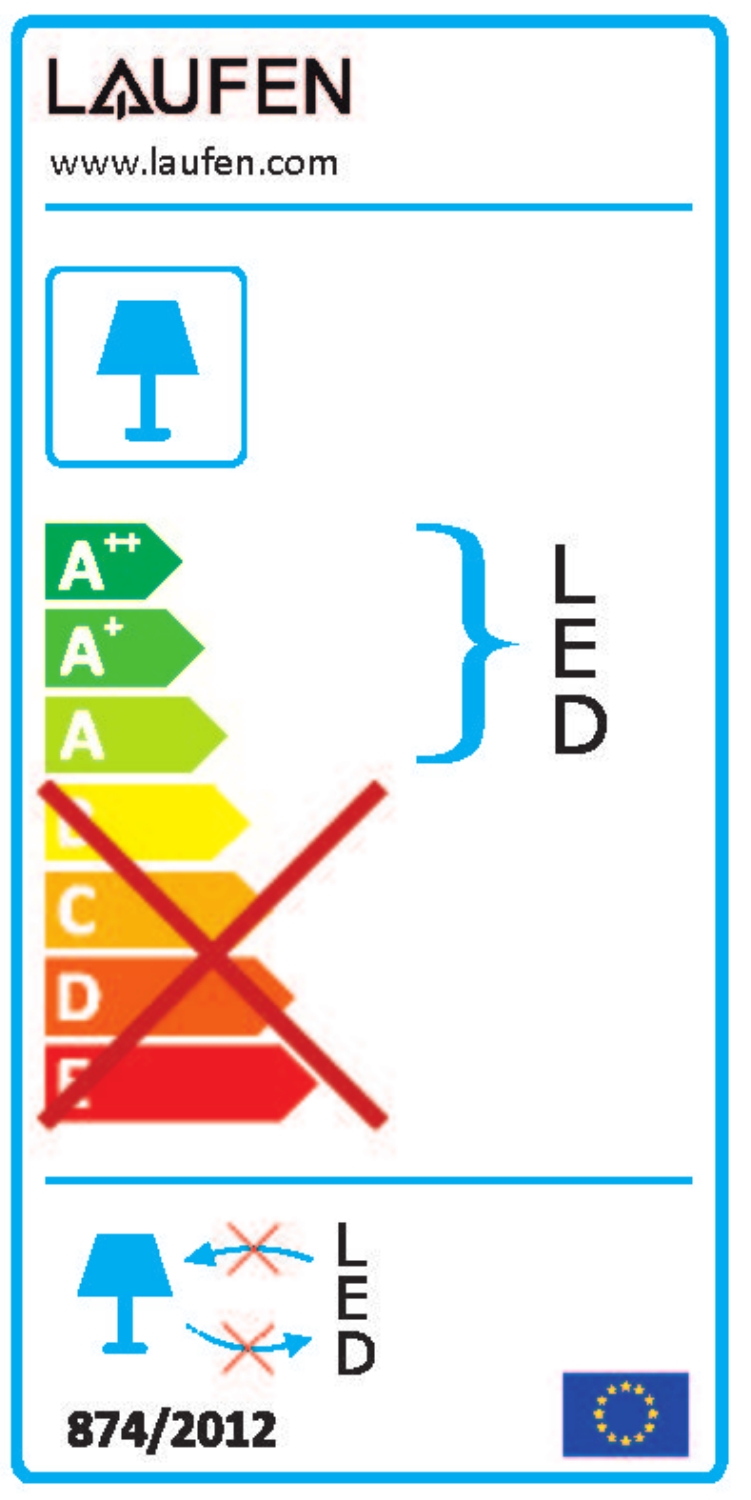LAUFEN

www.laufen.com

A++

A+

A

B

C

D

E

LED

LED

874/2012